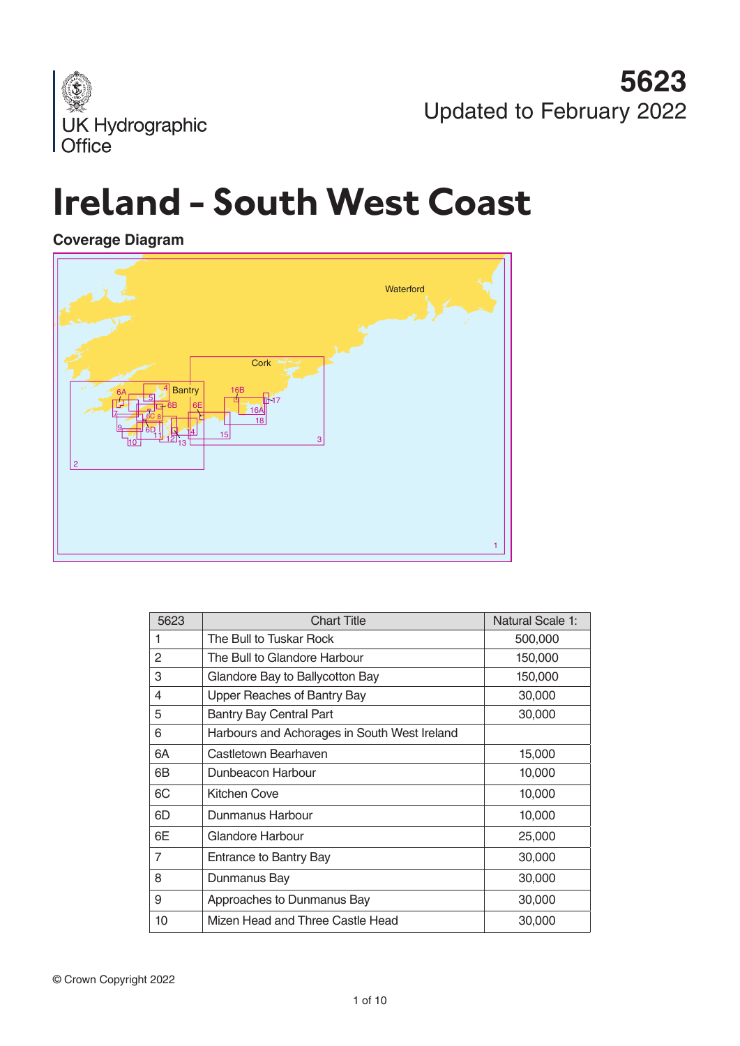UK Hydrographic Office

# 5623

Updated to February 2022

# Ireland - South West Coast

## Coverage Diagram

| 5623 | Chart Title | Natural Scale 1: |
|---|---|---|
| 1 | The Bull to Tuskar Rock | 500,000 |
| 2 | The Bull to Glandore Harbour | 150,000 |
| 3 | Glandore Bay to Ballycotton Bay | 150,000 |
| 4 | Upper Reaches of Bantry Bay | 30,000 |
| 5 | Bantry Bay Central Part | 30,000 |
| 6 | Harbours and Achorages in South West Ireland | |
| 6A | Castletown Bearhaven | 15,000 |
| 6B | Dunbeacon Harbour | 10,000 |
| 6C | Kitchen Cove | 10,000 |
| 6D | Dunmanus Harbour | 10,000 |
| 6E | Glandore Harbour | 25,000 |
| 7 | Entrance to Bantry Bay | 30,000 |
| 8 | Dunmanus Bay | 30,000 |
| 9 | Approaches to Dunmanus Bay | 30,000 |
| 10 | Mizen Head and Three Castle Head | 30,000 |

© Crown Copyright 2022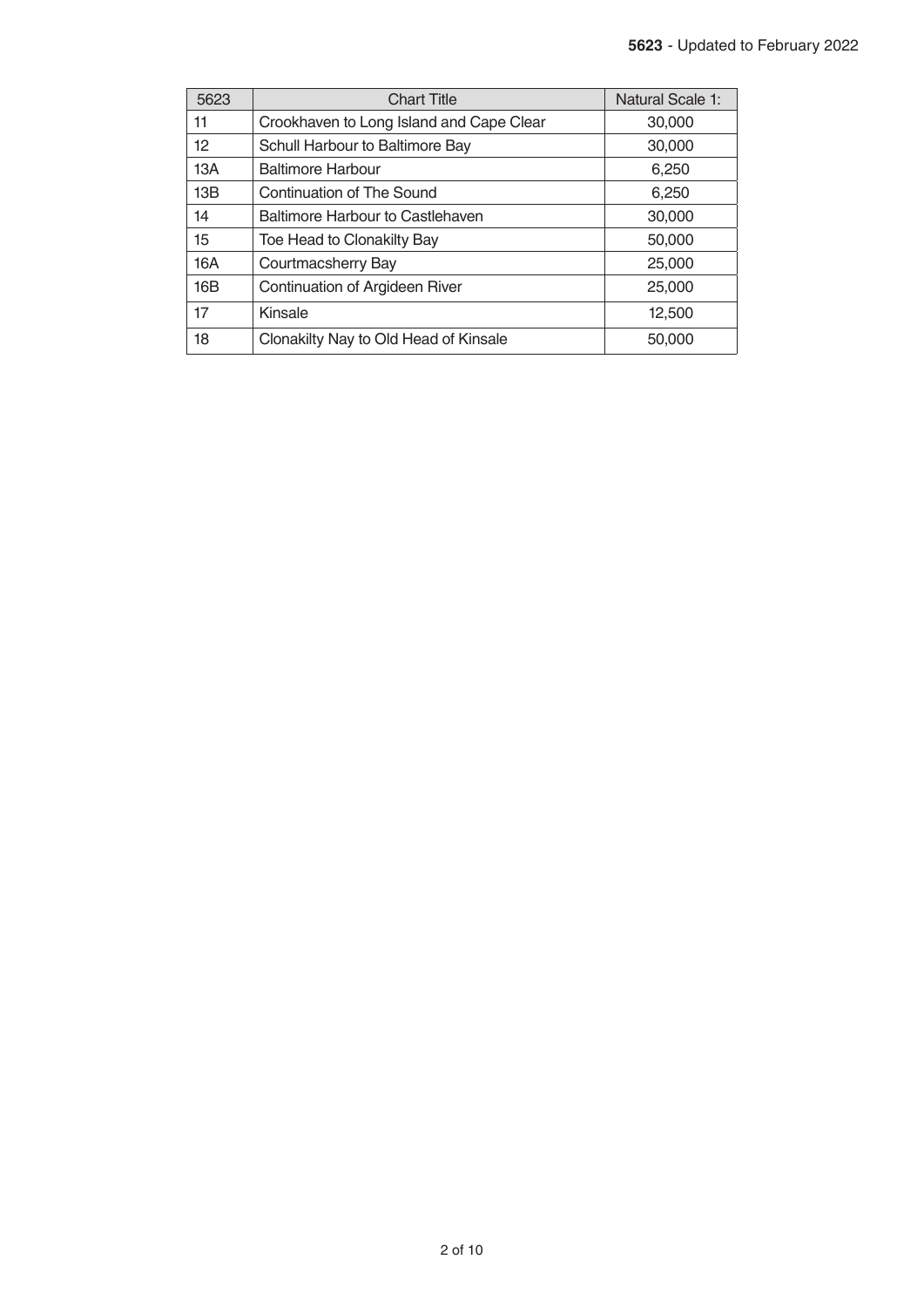| 5623 | Chart Title | Natural Scale 1: |
|---|---|---|
| 11 | Crookhaven to Long Island and Cape Clear | 30,000 |
| 12 | Schull Harbour to Baltimore Bay | 30,000 |
| 13A | Baltimore Harbour | 6,250 |
| 13B | Continuation of The Sound | 6,250 |
| 14 | Baltimore Harbour to Castlehaven | 30,000 |
| 15 | Toe Head to Clonakilty Bay | 50,000 |
| 16A | Courtmacsherry Bay | 25,000 |
| 16B | Continuation of Argideen River | 25,000 |
| 17 | Kinsale | 12,500 |
| 18 | Clonakilty Nay to Old Head of Kinsale | 50,000 |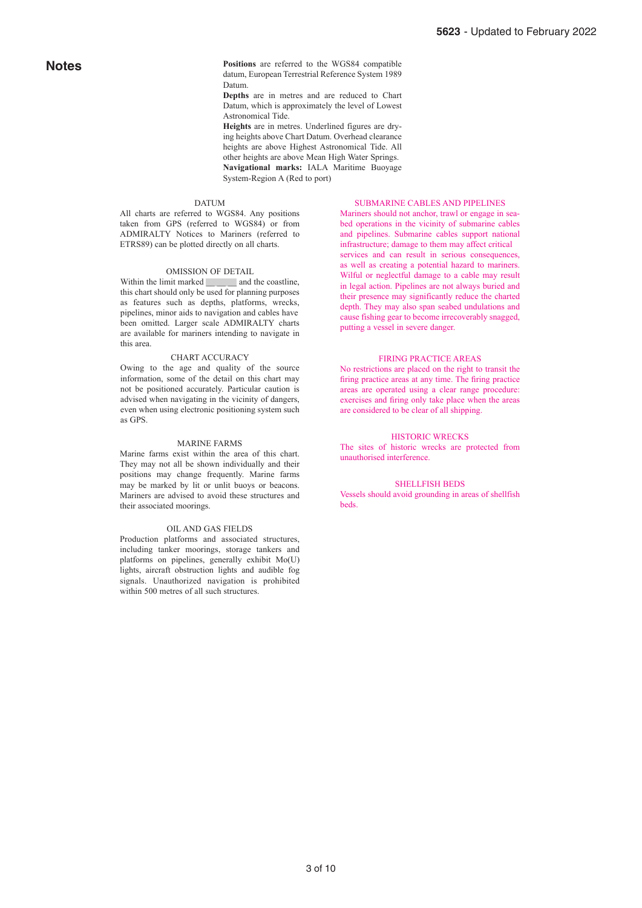# Notes

**Positions** are referred to the WGS84 compatible datum, European Terrestrial Reference System 1989 Datum.

**Depths** are in metres and are reduced to Chart Datum, which is approximately the level of Lowest Astronomical Tide.

**Heights** are in metres. Underlined figures are drying heights above Chart Datum. Overhead clearance heights are above Highest Astronomical Tide. All other heights are above Mean High Water Springs.

**Navigational marks:** IALA Maritime Buoyage System-Region A (Red to port)

### DATUM

All charts are referred to WGS84. Any positions taken from GPS (referred to WGS84) or from ADMIRALTY Notices to Mariners (referred to ETRS89) can be plotted directly on all charts.

### OMISSION OF DETAIL

Within the limit marked \_\_ \_\_ \_\_ and the coastline, this chart should only be used for planning purposes as features such as depths, platforms, wrecks, pipelines, minor aids to navigation and cables have been omitted. Larger scale ADMIRALTY charts are available for mariners intending to navigate in this area.

### CHART ACCURACY

Owing to the age and quality of the source information, some of the detail on this chart may not be positioned accurately. Particular caution is advised when navigating in the vicinity of dangers, even when using electronic positioning system such as GPS.

### MARINE FARMS

Marine farms exist within the area of this chart. They may not all be shown individually and their positions may change frequently. Marine farms may be marked by lit or unlit buoys or beacons. Mariners are advised to avoid these structures and their associated moorings.

### OIL AND GAS FIELDS

Production platforms and associated structures, including tanker moorings, storage tankers and platforms on pipelines, generally exhibit Mo(U) lights, aircraft obstruction lights and audible fog signals. Unauthorized navigation is prohibited within 500 metres of all such structures.

### SUBMARINE CABLES AND PIPELINES

Mariners should not anchor, trawl or engage in seabed operations in the vicinity of submarine cables and pipelines. Submarine cables support national infrastructure; damage to them may affect critical services and can result in serious consequences, as well as creating a potential hazard to mariners. Wilful or neglectful damage to a cable may result in legal action. Pipelines are not always buried and their presence may significantly reduce the charted depth. They may also span seabed undulations and cause fishing gear to become irrecoverably snagged, putting a vessel in severe danger.

### FIRING PRACTICE AREAS

No restrictions are placed on the right to transit the firing practice areas at any time. The firing practice areas are operated using a clear range procedure: exercises and firing only take place when the areas are considered to be clear of all shipping.

### HISTORIC WRECKS

The sites of historic wrecks are protected from unauthorised interference.

### SHELLFISH BEDS

Vessels should avoid grounding in areas of shellfish beds.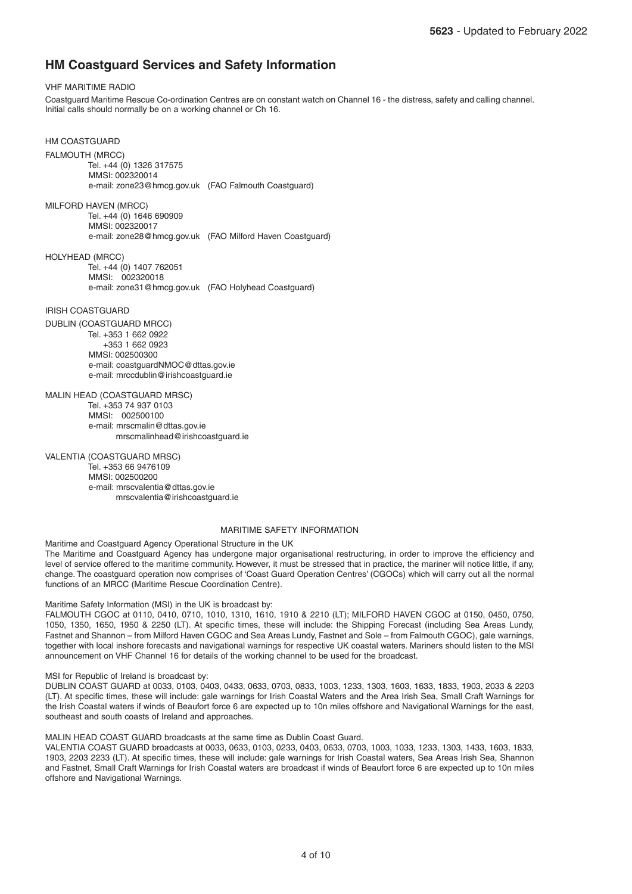# HM Coastguard Services and Safety Information

VHF MARITIME RADIO

Coastguard Maritime Rescue Co-ordination Centres are on constant watch on Channel 16 - the distress, safety and calling channel. Initial calls should normally be on a working channel or Ch 16.

HM COASTGUARD

FALMOUTH (MRCC)
Tel. +44 (0) 1326 317575
MMSI: 002320014
e-mail: zone23@hmcg.gov.uk (FAO Falmouth Coastguard)

MILFORD HAVEN (MRCC)
Tel. +44 (0) 1646 690909
MMSI: 002320017
e-mail: zone28@hmcg.gov.uk (FAO Milford Haven Coastguard)

HOLYHEAD (MRCC)
Tel. +44 (0) 1407 762051
MMSI: 002320018
e-mail: zone31@hmcg.gov.uk (FAO Holyhead Coastguard)

IRISH COASTGUARD

DUBLIN (COASTGUARD MRCC)
Tel. +353 1 662 0922
+353 1 662 0923
MMSI: 002500300
e-mail: coastguardNMOC@dttas.gov.ie
e-mail: mrccdublin@irishcoastguard.ie

MALIN HEAD (COASTGUARD MRSC)
Tel. +353 74 937 0103
MMSI: 002500100
e-mail: mrscmalin@dttas.gov.ie
mrscmalinhead@irishcoastguard.ie

VALENTIA (COASTGUARD MRSC)
Tel. +353 66 9476109
MMSI: 002500200
e-mail: mrscvalentia@dttas.gov.ie
mrscvalentia@irishcoastguard.ie

## MARITIME SAFETY INFORMATION

Maritime and Coastguard Agency Operational Structure in the UK

The Maritime and Coastguard Agency has undergone major organisational restructuring, in order to improve the efficiency and level of service offered to the maritime community. However, it must be stressed that in practice, the mariner will notice little, if any, change. The coastguard operation now comprises of 'Coast Guard Operation Centres' (CGOCs) which will carry out all the normal functions of an MRCC (Maritime Rescue Coordination Centre).

Maritime Safety Information (MSI) in the UK is broadcast by:

FALMOUTH CGOC at 0110, 0410, 0710, 1010, 1310, 1610, 1910 & 2210 (LT); MILFORD HAVEN CGOC at 0150, 0450, 0750, 1050, 1350, 1650, 1950 & 2250 (LT). At specific times, these will include: the Shipping Forecast (including Sea Areas Lundy, Fastnet and Shannon – from Milford Haven CGOC and Sea Areas Lundy, Fastnet and Sole – from Falmouth CGOC), gale warnings, together with local inshore forecasts and navigational warnings for respective UK coastal waters. Mariners should listen to the MSI announcement on VHF Channel 16 for details of the working channel to be used for the broadcast.

MSI for Republic of Ireland is broadcast by:

DUBLIN COAST GUARD at 0033, 0103, 0403, 0433, 0633, 0703, 0833, 1003, 1233, 1303, 1603, 1633, 1833, 1903, 2033 & 2203 (LT). At specific times, these will include: gale warnings for Irish Coastal Waters and the Area Irish Sea, Small Craft Warnings for the Irish Coastal waters if winds of Beaufort force 6 are expected up to 10n miles offshore and Navigational Warnings for the east, southeast and south coasts of Ireland and approaches.

MALIN HEAD COAST GUARD broadcasts at the same time as Dublin Coast Guard.

VALENTIA COAST GUARD broadcasts at 0033, 0633, 0103, 0233, 0403, 0633, 0703, 1003, 1033, 1233, 1303, 1433, 1603, 1833, 1903, 2203 2233 (LT). At specific times, these will include: gale warnings for Irish Coastal waters, Sea Areas Irish Sea, Shannon and Fastnet, Small Craft Warnings for Irish Coastal waters are broadcast if winds of Beaufort force 6 are expected up to 10n miles offshore and Navigational Warnings.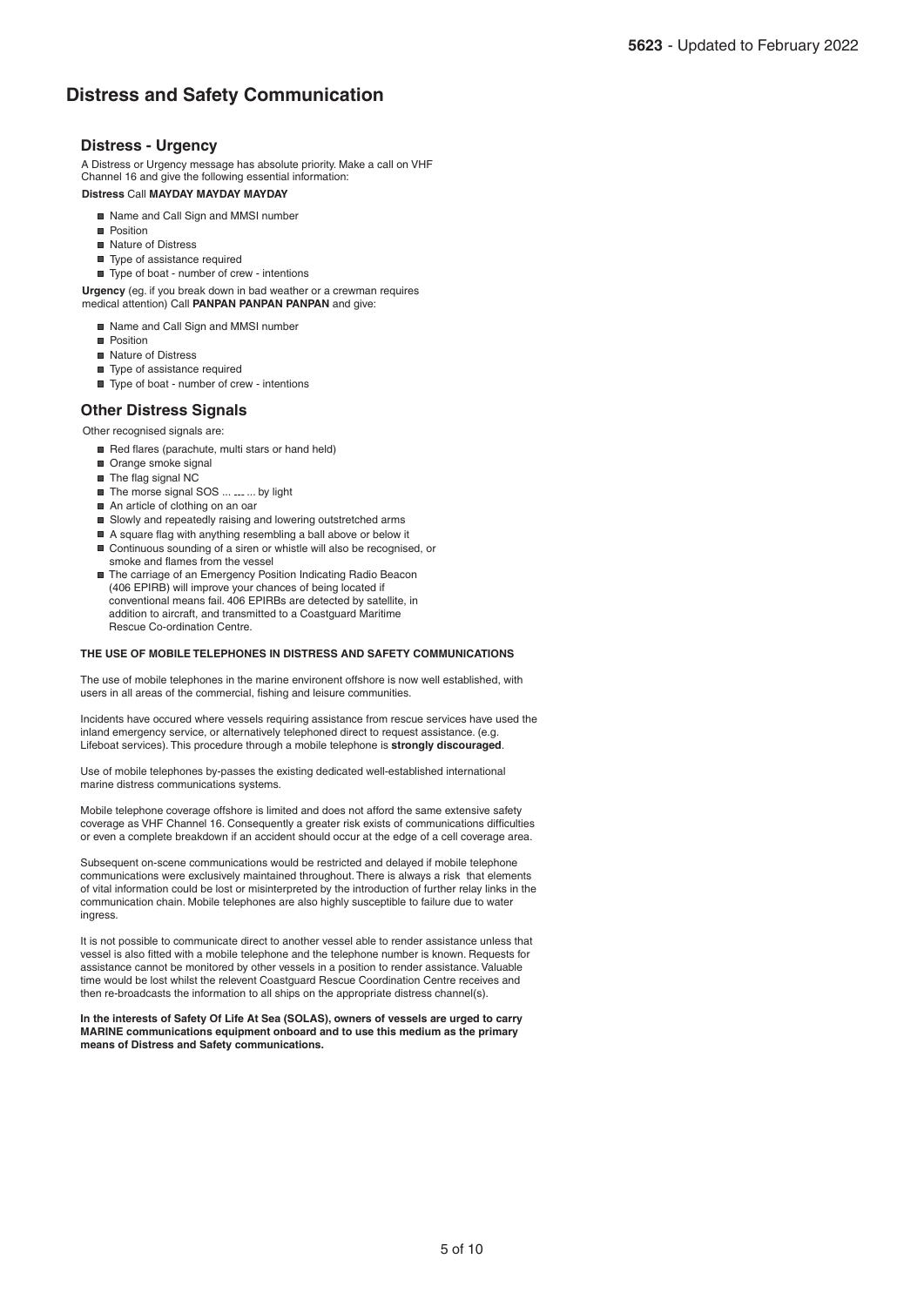# Distress and Safety Communication

## Distress - Urgency

A Distress or Urgency message has absolute priority. Make a call on VHF Channel 16 and give the following essential information:

**Distress** Call **MAYDAY MAYDAY MAYDAY**

- Name and Call Sign and MMSI number
- Position
- Nature of Distress
- Type of assistance required
- Type of boat - number of crew - intentions

**Urgency** (eg. if you break down in bad weather or a crewman requires medical attention) Call **PANPAN PANPAN PANPAN** and give:

- Name and Call Sign and MMSI number
- Position
- Nature of Distress
- Type of assistance required
- Type of boat - number of crew - intentions

## Other Distress Signals

Other recognised signals are:

- Red flares (parachute, multi stars or hand held)
- Orange smoke signal
- The flag signal NC
- The morse signal SOS ... --- ... by light
- An article of clothing on an oar
- Slowly and repeatedly raising and lowering outstretched arms
- A square flag with anything resembling a ball above or below it
- Continuous sounding of a siren or whistle will also be recognised, or smoke and flames from the vessel
- The carriage of an Emergency Position Indicating Radio Beacon (406 EPIRB) will improve your chances of being located if conventional means fail. 406 EPIRBs are detected by satellite, in addition to aircraft, and transmitted to a Coastguard Maritime Rescue Co-ordination Centre.

**THE USE OF MOBILE TELEPHONES IN DISTRESS AND SAFETY COMMUNICATIONS**

The use of mobile telephones in the marine environent offshore is now well established, with users in all areas of the commercial, fishing and leisure communities.

Incidents have occured where vessels requiring assistance from rescue services have used the inland emergency service, or alternatively telephoned direct to request assistance. (e.g. Lifeboat services). This procedure through a mobile telephone is **strongly discouraged**.

Use of mobile telephones by-passes the existing dedicated well-established international marine distress communications systems.

Mobile telephone coverage offshore is limited and does not afford the same extensive safety coverage as VHF Channel 16. Consequently a greater risk exists of communications difficulties or even a complete breakdown if an accident should occur at the edge of a cell coverage area.

Subsequent on-scene communications would be restricted and delayed if mobile telephone communications were exclusively maintained throughout. There is always a risk that elements of vital information could be lost or misinterpreted by the introduction of further relay links in the communication chain. Mobile telephones are also highly susceptible to failure due to water ingress.

It is not possible to communicate direct to another vessel able to render assistance unless that vessel is also fitted with a mobile telephone and the telephone number is known. Requests for assistance cannot be monitored by other vessels in a position to render assistance. Valuable time would be lost whilst the relevent Coastguard Rescue Coordination Centre receives and then re-broadcasts the information to all ships on the appropriate distress channel(s).

**In the interests of Safety Of Life At Sea (SOLAS), owners of vessels are urged to carry MARINE communications equipment onboard and to use this medium as the primary means of Distress and Safety communications.**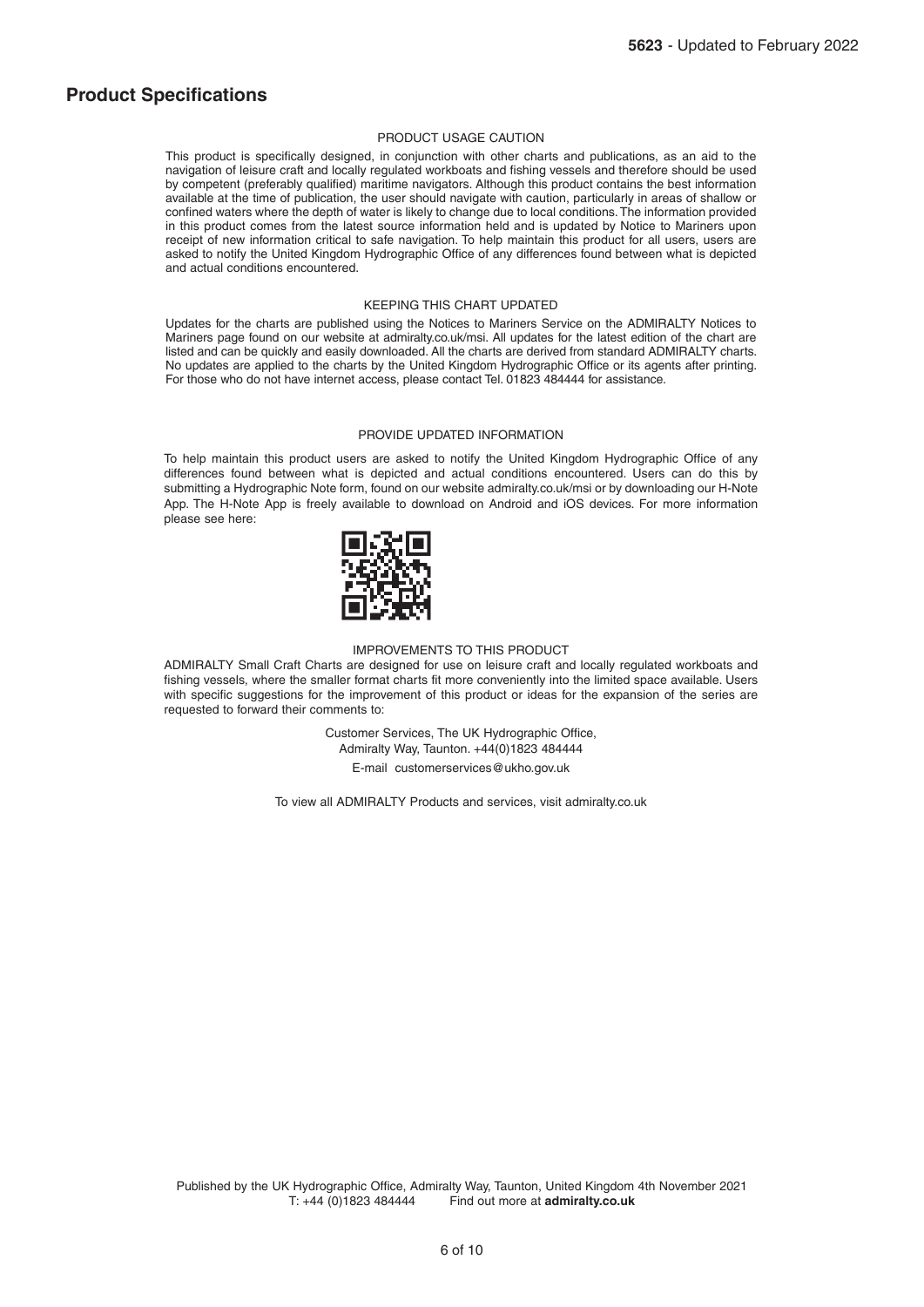## Product Specifications

### PRODUCT USAGE CAUTION

This product is specifically designed, in conjunction with other charts and publications, as an aid to the navigation of leisure craft and locally regulated workboats and fishing vessels and therefore should be used by competent (preferably qualified) maritime navigators. Although this product contains the best information available at the time of publication, the user should navigate with caution, particularly in areas of shallow or confined waters where the depth of water is likely to change due to local conditions. The information provided in this product comes from the latest source information held and is updated by Notice to Mariners upon receipt of new information critical to safe navigation. To help maintain this product for all users, users are asked to notify the United Kingdom Hydrographic Office of any differences found between what is depicted and actual conditions encountered.

### KEEPING THIS CHART UPDATED

Updates for the charts are published using the Notices to Mariners Service on the ADMIRALTY Notices to Mariners page found on our website at admiralty.co.uk/msi. All updates for the latest edition of the chart are listed and can be quickly and easily downloaded. All the charts are derived from standard ADMIRALTY charts. No updates are applied to the charts by the United Kingdom Hydrographic Office or its agents after printing. For those who do not have internet access, please contact Tel. 01823 484444 for assistance.

### PROVIDE UPDATED INFORMATION

To help maintain this product users are asked to notify the United Kingdom Hydrographic Office of any differences found between what is depicted and actual conditions encountered. Users can do this by submitting a Hydrographic Note form, found on our website admiralty.co.uk/msi or by downloading our H-Note App. The H-Note App is freely available to download on Android and iOS devices. For more information please see here:

### IMPROVEMENTS TO THIS PRODUCT

ADMIRALTY Small Craft Charts are designed for use on leisure craft and locally regulated workboats and fishing vessels, where the smaller format charts fit more conveniently into the limited space available. Users with specific suggestions for the improvement of this product or ideas for the expansion of the series are requested to forward their comments to:

Customer Services, The UK Hydrographic Office,
Admiralty Way, Taunton. +44(0)1823 484444
E-mail customerservices@ukho.gov.uk

To view all ADMIRALTY Products and services, visit admiralty.co.uk

Published by the UK Hydrographic Office, Admiralty Way, Taunton, United Kingdom 4th November 2021
T: +44 (0)1823 484444 Find out more at **admiralty.co.uk**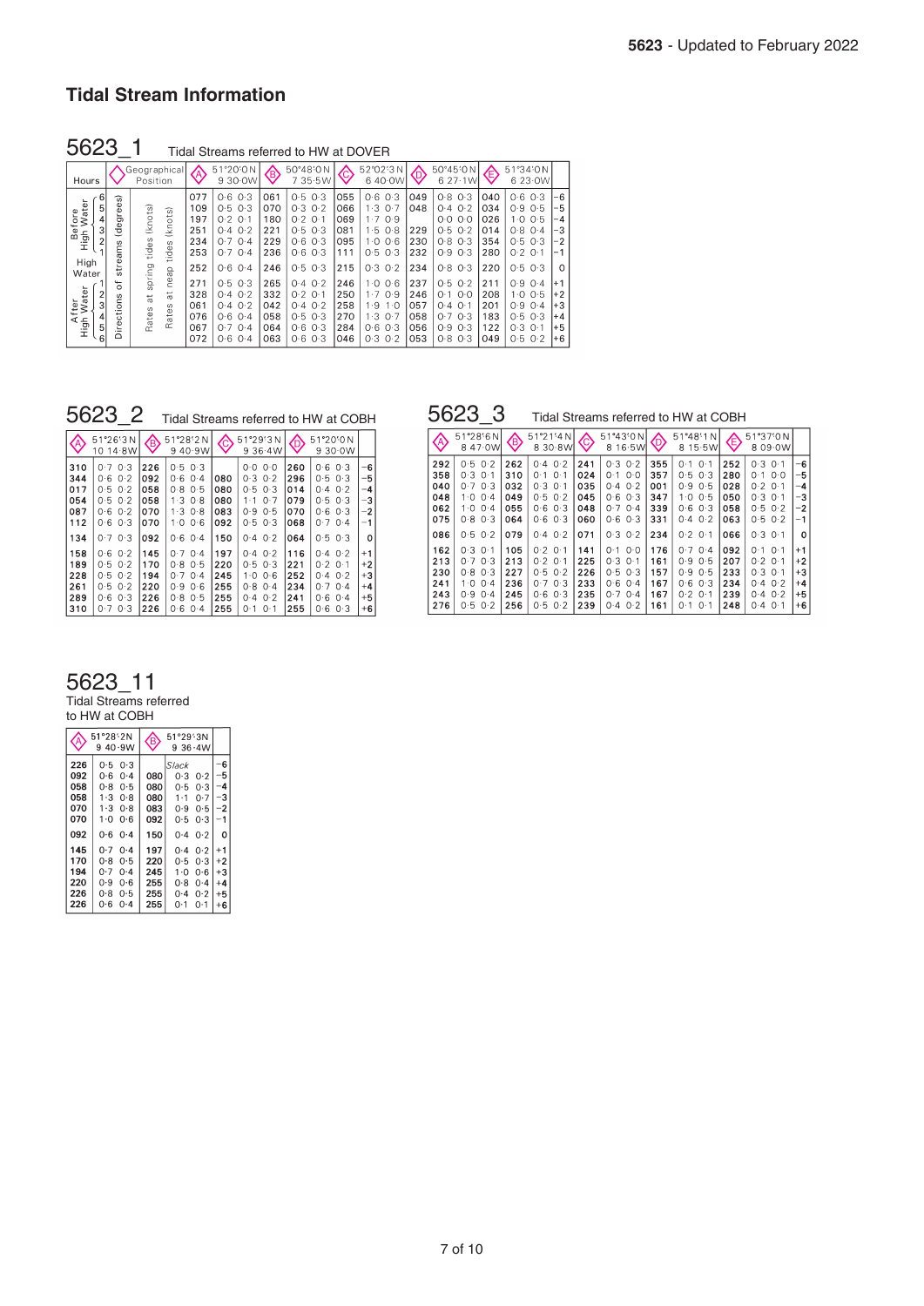5623 - Updated to February 2022

## Tidal Stream Information

### 5623_1

Tidal Streams referred to HW at DOVER

| Hours | | A 51°20'0N 9 30·0W | | | B 50°48'0N 7 35·5W | | | C 52°02'3N 6 40·0W | | | D 50°45'0N 6 27·1W | | | E 51°34'0N 6 23·0W | | | |
|---|---|---|---|---|---|---|---|---|---|---|---|---|---|---|---|---|---|---|
| | | Dir | Sp | Np | Dir | Sp | Np | Dir | Sp | Np | Dir | Sp | Np | Dir | Sp | Np | |
| Before High Water | 6 | 077 | 0·6 | 0·3 | 061 | 0·5 | 0·3 | 055 | 0·6 | 0·3 | 049 | 0·8 | 0·3 | 040 | 0·6 | 0·3 | −6 |
| | 5 | 109 | 0·5 | 0·3 | 070 | 0·3 | 0·2 | 066 | 1·3 | 0·7 | 048 | 0·4 | 0·2 | 034 | 0·9 | 0·5 | −5 |
| | 4 | 197 | 0·2 | 0·1 | 180 | 0·2 | 0·1 | 069 | 1·7 | 0·9 | | 0·0 | 0·0 | 026 | 1·0 | 0·5 | −4 |
| | 3 | 251 | 0·4 | 0·2 | 221 | 0·5 | 0·3 | 081 | 1·5 | 0·8 | 229 | 0·5 | 0·2 | 014 | 0·8 | 0·4 | −3 |
| | 2 | 234 | 0·7 | 0·4 | 229 | 0·6 | 0·3 | 095 | 1·0 | 0·6 | 230 | 0·8 | 0·3 | 354 | 0·5 | 0·3 | −2 |
| | 1 | 253 | 0·7 | 0·4 | 236 | 0·6 | 0·3 | 111 | 0·5 | 0·3 | 232 | 0·9 | 0·3 | 280 | 0·2 | 0·1 | −1 |
| High Water | | 252 | 0·6 | 0·4 | 246 | 0·5 | 0·3 | 215 | 0·3 | 0·2 | 234 | 0·8 | 0·3 | 220 | 0·5 | 0·3 | 0 |
| After High Water | 1 | 271 | 0·5 | 0·3 | 265 | 0·4 | 0·2 | 246 | 1·0 | 0·6 | 237 | 0·5 | 0·2 | 211 | 0·9 | 0·4 | +1 |
| | 2 | 328 | 0·4 | 0·2 | 332 | 0·2 | 0·1 | 250 | 1·7 | 0·9 | 246 | 0·1 | 0·0 | 208 | 1·0 | 0·5 | +2 |
| | 3 | 061 | 0·4 | 0·2 | 042 | 0·4 | 0·2 | 258 | 1·9 | 1·0 | 057 | 0·4 | 0·1 | 201 | 0·9 | 0·4 | +3 |
| | 4 | 076 | 0·6 | 0·4 | 058 | 0·5 | 0·3 | 270 | 1·3 | 0·7 | 058 | 0·7 | 0·3 | 183 | 0·5 | 0·3 | +4 |
| | 5 | 067 | 0·7 | 0·4 | 064 | 0·6 | 0·3 | 284 | 0·6 | 0·3 | 056 | 0·9 | 0·3 | 122 | 0·3 | 0·1 | +5 |
| | 6 | 072 | 0·6 | 0·4 | 063 | 0·6 | 0·3 | 046 | 0·3 | 0·2 | 053 | 0·8 | 0·3 | 049 | 0·5 | 0·2 | +6 |

Dir = Directions of streams (degrees); Sp = Rates at spring tides (knots); Np = Rates at neap tides (knots)

### 5623_2

Tidal Streams referred to HW at COBH

| A 51°26'3N 10 14·8W | | | B 51°28'2N 9 40·9W | | | C 51°29'3N 9 36·4W | | | D 51°20'0N 9 30·0W | | | |
|---|---|---|---|---|---|---|---|---|---|---|---|---|
| 310 | 0·7 | 0·3 | 226 | 0·5 | 0·3 | | 0·0 | 0·0 | 260 | 0·6 | 0·3 | −6 |
| 344 | 0·6 | 0·2 | 092 | 0·6 | 0·4 | 080 | 0·3 | 0·2 | 296 | 0·5 | 0·3 | −5 |
| 017 | 0·5 | 0·2 | 058 | 0·8 | 0·5 | 080 | 0·5 | 0·3 | 014 | 0·4 | 0·2 | −4 |
| 054 | 0·5 | 0·2 | 058 | 1·3 | 0·8 | 080 | 1·1 | 0·7 | 079 | 0·5 | 0·3 | −3 |
| 087 | 0·6 | 0·2 | 070 | 1·3 | 0·8 | 083 | 0·9 | 0·5 | 070 | 0·6 | 0·3 | −2 |
| 112 | 0·6 | 0·3 | 070 | 1·0 | 0·6 | 092 | 0·5 | 0·3 | 068 | 0·7 | 0·4 | −1 |
| 134 | 0·7 | 0·3 | 092 | 0·6 | 0·4 | 150 | 0·4 | 0·2 | 064 | 0·5 | 0·3 | 0 |
| 158 | 0·6 | 0·2 | 145 | 0·7 | 0·4 | 197 | 0·4 | 0·2 | 116 | 0·4 | 0·2 | +1 |
| 189 | 0·5 | 0·2 | 170 | 0·8 | 0·5 | 220 | 0·5 | 0·3 | 221 | 0·2 | 0·1 | +2 |
| 228 | 0·5 | 0·2 | 194 | 0·7 | 0·4 | 245 | 1·0 | 0·6 | 252 | 0·4 | 0·2 | +3 |
| 261 | 0·5 | 0·2 | 220 | 0·9 | 0·6 | 255 | 0·8 | 0·4 | 234 | 0·7 | 0·4 | +4 |
| 289 | 0·6 | 0·3 | 226 | 0·8 | 0·5 | 255 | 0·4 | 0·2 | 241 | 0·6 | 0·4 | +5 |
| 310 | 0·7 | 0·3 | 226 | 0·6 | 0·4 | 255 | 0·1 | 0·1 | 255 | 0·6 | 0·3 | +6 |

### 5623_3

Tidal Streams referred to HW at COBH

| A 51°28'6N 8 47·0W | | | B 51°21'4N 8 30·8W | | | C 51°43'0N 8 16·5W | | | D 51°48'1N 8 15·5W | | | E 51°37'0N 8 09·0W | | | |
|---|---|---|---|---|---|---|---|---|---|---|---|---|---|---|---|
| 292 | 0·5 | 0·2 | 262 | 0·4 | 0·2 | 241 | 0·3 | 0·2 | 355 | 0·1 | 0·1 | 252 | 0·3 | 0·1 | −6 |
| 358 | 0·3 | 0·1 | 310 | 0·1 | 0·1 | 024 | 0·1 | 0·0 | 357 | 0·5 | 0·3 | 280 | 0·1 | 0·0 | −5 |
| 040 | 0·7 | 0·3 | 032 | 0·3 | 0·1 | 035 | 0·4 | 0·2 | 001 | 0·9 | 0·5 | 028 | 0·2 | 0·1 | −4 |
| 048 | 1·0 | 0·4 | 049 | 0·5 | 0·2 | 045 | 0·6 | 0·3 | 347 | 1·0 | 0·5 | 050 | 0·3 | 0·1 | −3 |
| 062 | 1·0 | 0·4 | 055 | 0·6 | 0·3 | 048 | 0·7 | 0·4 | 339 | 0·6 | 0·3 | 058 | 0·5 | 0·2 | −2 |
| 075 | 0·8 | 0·3 | 064 | 0·6 | 0·3 | 060 | 0·6 | 0·3 | 331 | 0·4 | 0·2 | 063 | 0·5 | 0·2 | −1 |
| 086 | 0·5 | 0·2 | 079 | 0·4 | 0·2 | 071 | 0·3 | 0·2 | 234 | 0·2 | 0·1 | 066 | 0·3 | 0·1 | 0 |
| 162 | 0·3 | 0·1 | 105 | 0·2 | 0·1 | 141 | 0·1 | 0·0 | 176 | 0·7 | 0·4 | 092 | 0·1 | 0·1 | +1 |
| 213 | 0·7 | 0·3 | 213 | 0·2 | 0·1 | 225 | 0·3 | 0·1 | 161 | 0·9 | 0·5 | 207 | 0·2 | 0·1 | +2 |
| 230 | 0·8 | 0·3 | 227 | 0·5 | 0·2 | 226 | 0·5 | 0·3 | 157 | 0·9 | 0·5 | 233 | 0·3 | 0·1 | +3 |
| 241 | 1·0 | 0·4 | 236 | 0·7 | 0·3 | 233 | 0·6 | 0·4 | 167 | 0·6 | 0·3 | 234 | 0·4 | 0·2 | +4 |
| 243 | 0·9 | 0·4 | 245 | 0·6 | 0·3 | 235 | 0·7 | 0·4 | 167 | 0·2 | 0·1 | 239 | 0·4 | 0·2 | +5 |
| 276 | 0·5 | 0·2 | 256 | 0·5 | 0·2 | 239 | 0·4 | 0·2 | 161 | 0·1 | 0·1 | 248 | 0·4 | 0·1 | +6 |

### 5623_11

Tidal Streams referred to HW at COBH

| A 51°28'2N 9 40·9W | | | B 51°29'3N 9 36·4W | | | |
|---|---|---|---|---|---|---|
| 226 | 0·5 | 0·3 | | *Slack* | | −6 |
| 092 | 0·6 | 0·4 | 080 | 0·3 | 0·2 | −5 |
| 058 | 0·8 | 0·5 | 080 | 0·5 | 0·3 | −4 |
| 058 | 1·3 | 0·8 | 080 | 1·1 | 0·7 | −3 |
| 070 | 1·3 | 0·8 | 083 | 0·9 | 0·5 | −2 |
| 070 | 1·0 | 0·6 | 092 | 0·5 | 0·3 | −1 |
| 092 | 0·6 | 0·4 | 150 | 0·4 | 0·2 | 0 |
| 145 | 0·7 | 0·4 | 197 | 0·4 | 0·2 | +1 |
| 170 | 0·8 | 0·5 | 220 | 0·5 | 0·3 | +2 |
| 194 | 0·7 | 0·4 | 245 | 1·0 | 0·6 | +3 |
| 220 | 0·9 | 0·6 | 255 | 0·8 | 0·4 | +4 |
| 226 | 0·8 | 0·5 | 255 | 0·4 | 0·2 | +5 |
| 226 | 0·6 | 0·4 | 255 | 0·1 | 0·1 | +6 |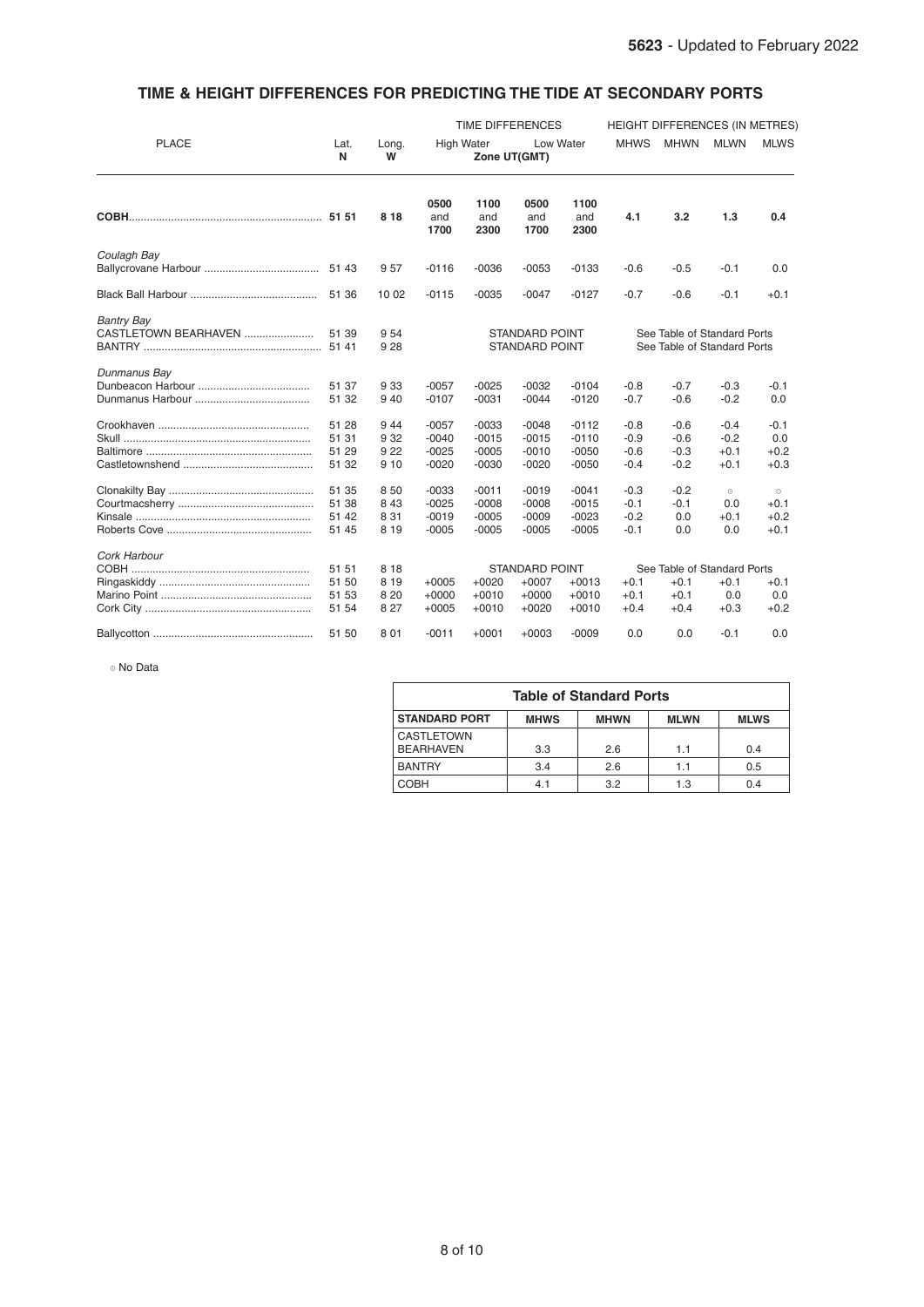5623 - Updated to February 2022

## TIME & HEIGHT DIFFERENCES FOR PREDICTING THE TIDE AT SECONDARY PORTS

| PLACE | Lat. N | Long. W | TIME DIFFERENCES High Water | | Low Water | | HEIGHT DIFFERENCES (IN METRES) MHWS | MHWN | MLWN | MLWS |
|---|---|---|---|---|---|---|---|---|---|---|
| | | | Zone UT(GMT) | | | | | | | |
| **COBH** | **51 51** | **8 18** | **0500 and 1700** | **1100 and 2300** | **0500 and 1700** | **1100 and 2300** | **4.1** | **3.2** | **1.3** | **0.4** |
| *Coulagh Bay* | | | | | | | | | | |
| Ballycrovane Harbour | 51 43 | 9 57 | -0116 | -0036 | -0053 | -0133 | -0.6 | -0.5 | -0.1 | 0.0 |
| Black Ball Harbour | 51 36 | 10 02 | -0115 | -0035 | -0047 | -0127 | -0.7 | -0.6 | -0.1 | +0.1 |
| *Bantry Bay* | | | | | | | | | | |
| CASTLETOWN BEARHAVEN | 51 39 | 9 54 | STANDARD POINT | | | | See Table of Standard Ports | | | |
| BANTRY | 51 41 | 9 28 | STANDARD POINT | | | | See Table of Standard Ports | | | |
| *Dunmanus Bay* | | | | | | | | | | |
| Dunbeacon Harbour | 51 37 | 9 33 | -0057 | -0025 | -0032 | -0104 | -0.8 | -0.7 | -0.3 | -0.1 |
| Dunmanus Harbour | 51 32 | 9 40 | -0107 | -0031 | -0044 | -0120 | -0.7 | -0.6 | -0.2 | 0.0 |
| Crookhaven | 51 28 | 9 44 | -0057 | -0033 | -0048 | -0112 | -0.8 | -0.6 | -0.4 | -0.1 |
| Skull | 51 31 | 9 32 | -0040 | -0015 | -0015 | -0110 | -0.9 | -0.6 | -0.2 | 0.0 |
| Baltimore | 51 29 | 9 22 | -0025 | -0005 | -0010 | -0050 | -0.6 | -0.3 | +0.1 | +0.2 |
| Castletownshend | 51 32 | 9 10 | -0020 | -0030 | -0020 | -0050 | -0.4 | -0.2 | +0.1 | +0.3 |
| Clonakilty Bay | 51 35 | 8 50 | -0033 | -0011 | -0019 | -0041 | -0.3 | -0.2 | ⊙ | ⊙ |
| Courtmacsherry | 51 38 | 8 43 | -0025 | -0008 | -0008 | -0015 | -0.1 | -0.1 | 0.0 | +0.1 |
| Kinsale | 51 42 | 8 31 | -0019 | -0005 | -0009 | -0023 | -0.2 | 0.0 | +0.1 | +0.2 |
| Roberts Cove | 51 45 | 8 19 | -0005 | -0005 | -0005 | -0005 | -0.1 | 0.0 | 0.0 | +0.1 |
| *Cork Harbour* | | | | | | | | | | |
| COBH | 51 51 | 8 18 | STANDARD POINT | | | | See Table of Standard Ports | | | |
| Ringaskiddy | 51 50 | 8 19 | +0005 | +0020 | +0007 | +0013 | +0.1 | +0.1 | +0.1 | +0.1 |
| Marino Point | 51 53 | 8 20 | +0000 | +0010 | +0000 | +0010 | +0.1 | +0.1 | 0.0 | 0.0 |
| Cork City | 51 54 | 8 27 | +0005 | +0010 | +0020 | +0010 | +0.4 | +0.4 | +0.3 | +0.2 |
| Ballycotton | 51 50 | 8 01 | -0011 | +0001 | +0003 | -0009 | 0.0 | 0.0 | -0.1 | 0.0 |

⊙ No Data

**Table of Standard Ports**

| STANDARD PORT | MHWS | MHWN | MLWN | MLWS |
|---|---|---|---|---|
| CASTLETOWN BEARHAVEN | 3.3 | 2.6 | 1.1 | 0.4 |
| BANTRY | 3.4 | 2.6 | 1.1 | 0.5 |
| COBH | 4.1 | 3.2 | 1.3 | 0.4 |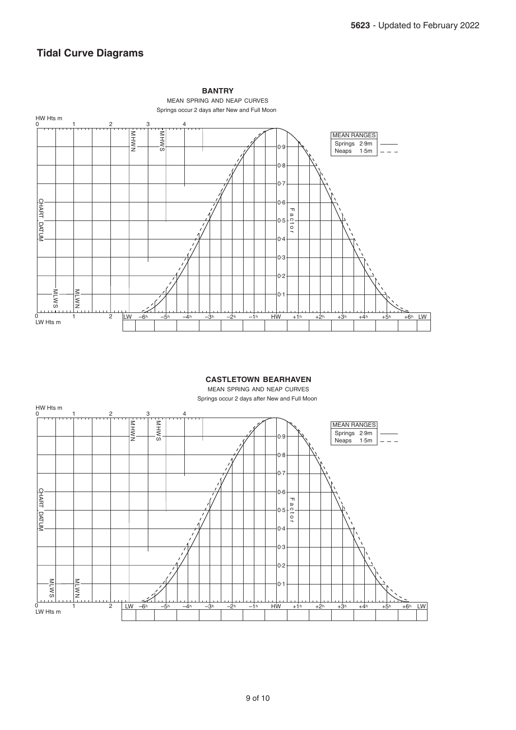## Tidal Curve Diagrams

**BANTRY**

MEAN SPRING AND NEAP CURVES

Springs occur 2 days after New and Full Moon

HW Hts m

0 1 2 3 4

MHWN MHWS

CHART DATUM

MLWS MLWN

0 1 2

LW Hts m

Factor

0·9 0·8 0·7 0·6 0·5 0·4 0·3 0·2 0·1

LW −6h −5h −4h −3h −2h −1h HW +1h +2h +3h +4h +5h +6h LW

| MEAN RANGES | | |
|---|---|---|
| Springs | 2·9m | ——— |
| Neaps | 1·5m | – – – |

**CASTLETOWN BEARHAVEN**

MEAN SPRING AND NEAP CURVES

Springs occur 2 days after New and Full Moon

HW Hts m

0 1 2 3 4

MHWN MHWS

CHART DATUM

MLWS MLWN

0 1 2

LW Hts m

Factor

0·9 0·8 0·7 0·6 0·5 0·4 0·3 0·2 0·1

LW −6h −5h −4h −3h −2h −1h HW +1h +2h +3h +4h +5h +6h LW

| MEAN RANGES | | |
|---|---|---|
| Springs | 2·9m | ——— |
| Neaps | 1·5m | – – – |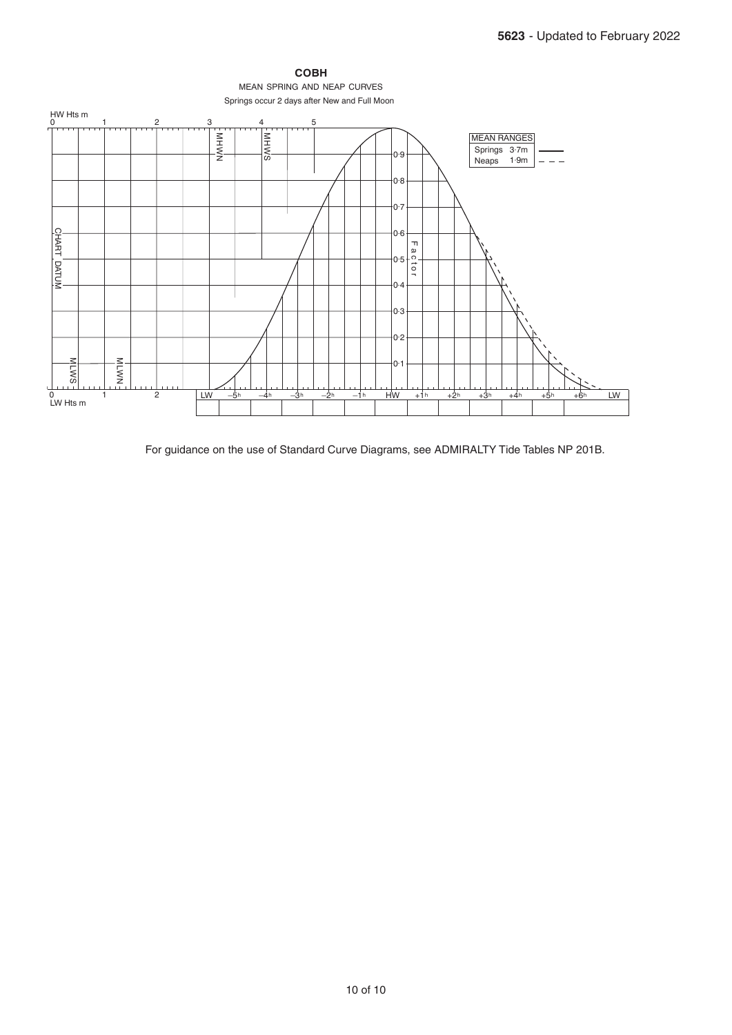5623 - Updated to February 2022

**COBH**

MEAN SPRING AND NEAP CURVES

Springs occur 2 days after New and Full Moon

HW Hts m

0 1 2 3 4 5

MHWN MHWS

CHART DATUM

MLWS MLWN

0 1 2

LW Hts m

MEAN RANGES

Springs 3·7m

Neaps 1·9m

0·9

0·8

0·7

0·6

0·5

0·4

0·3

0·2

0·1

Factor

LW −5h −4h −3h −2h −1h HW +1h +2h +3h +4h +5h +6h LW

For guidance on the use of Standard Curve Diagrams, see ADMIRALTY Tide Tables NP 201B.